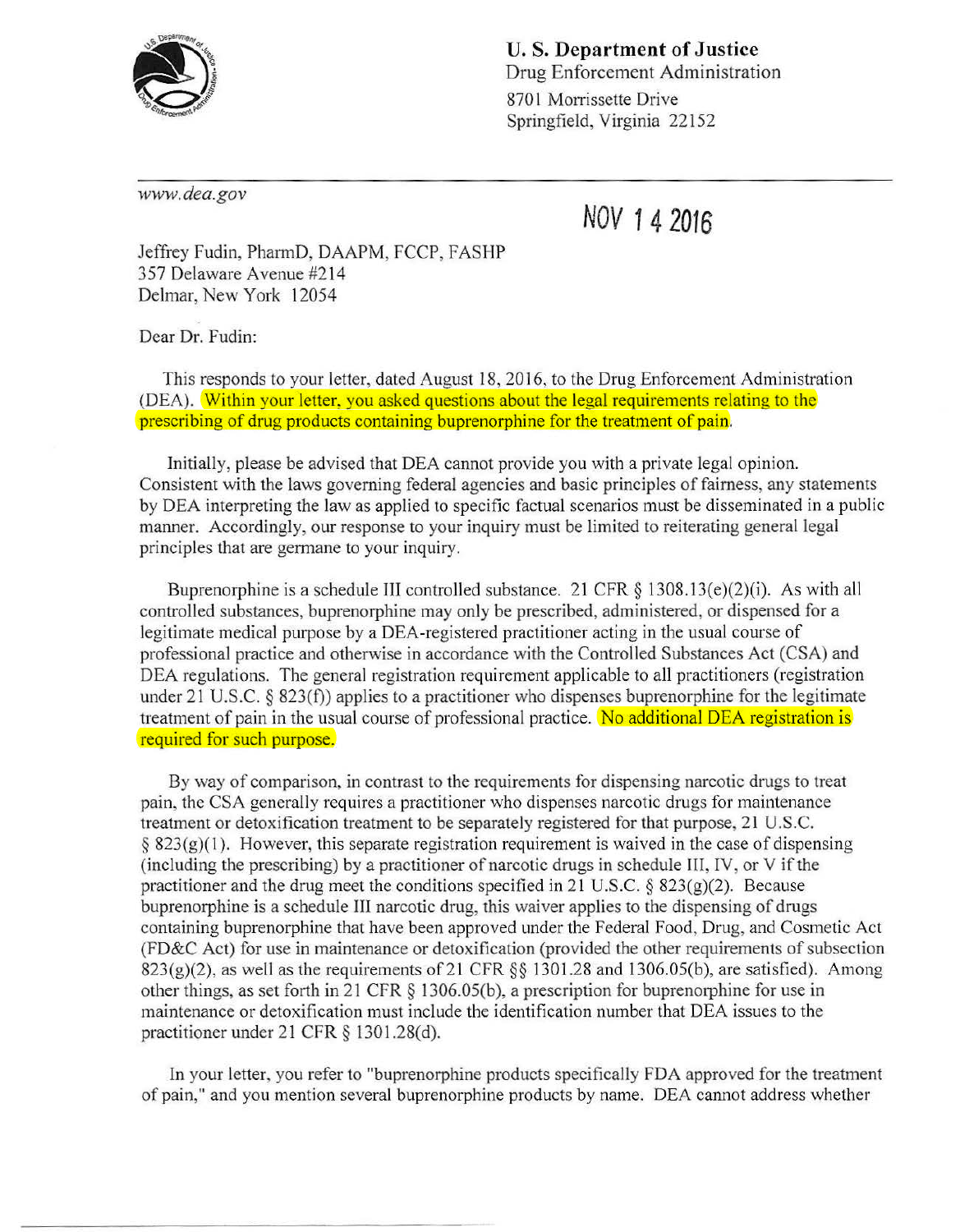**U. S. Department of Justice**
Drug Enforcement Administration
8701 Morrissette Drive
Springfield, Virginia 22152

*www.dea.gov*

NOV 14 2016

Jeffrey Fudin, PharmD, DAAPM, FCCP, FASHP
357 Delaware Avenue #214
Delmar, New York 12054

Dear Dr. Fudin:

This responds to your letter, dated August 18, 2016, to the Drug Enforcement Administration (DEA). Within your letter, you asked questions about the legal requirements relating to the prescribing of drug products containing buprenorphine for the treatment of pain.

Initially, please be advised that DEA cannot provide you with a private legal opinion. Consistent with the laws governing federal agencies and basic principles of fairness, any statements by DEA interpreting the law as applied to specific factual scenarios must be disseminated in a public manner. Accordingly, our response to your inquiry must be limited to reiterating general legal principles that are germane to your inquiry.

Buprenorphine is a schedule III controlled substance. 21 CFR § 1308.13(e)(2)(i). As with all controlled substances, buprenorphine may only be prescribed, administered, or dispensed for a legitimate medical purpose by a DEA-registered practitioner acting in the usual course of professional practice and otherwise in accordance with the Controlled Substances Act (CSA) and DEA regulations. The general registration requirement applicable to all practitioners (registration under 21 U.S.C. § 823(f)) applies to a practitioner who dispenses buprenorphine for the legitimate treatment of pain in the usual course of professional practice. No additional DEA registration is required for such purpose.

By way of comparison, in contrast to the requirements for dispensing narcotic drugs to treat pain, the CSA generally requires a practitioner who dispenses narcotic drugs for maintenance treatment or detoxification treatment to be separately registered for that purpose, 21 U.S.C. § 823(g)(1). However, this separate registration requirement is waived in the case of dispensing (including the prescribing) by a practitioner of narcotic drugs in schedule III, IV, or V if the practitioner and the drug meet the conditions specified in 21 U.S.C. § 823(g)(2). Because buprenorphine is a schedule III narcotic drug, this waiver applies to the dispensing of drugs containing buprenorphine that have been approved under the Federal Food, Drug, and Cosmetic Act (FD&C Act) for use in maintenance or detoxification (provided the other requirements of subsection 823(g)(2), as well as the requirements of 21 CFR §§ 1301.28 and 1306.05(b), are satisfied). Among other things, as set forth in 21 CFR § 1306.05(b), a prescription for buprenorphine for use in maintenance or detoxification must include the identification number that DEA issues to the practitioner under 21 CFR § 1301.28(d).

In your letter, you refer to "buprenorphine products specifically FDA approved for the treatment of pain," and you mention several buprenorphine products by name. DEA cannot address whether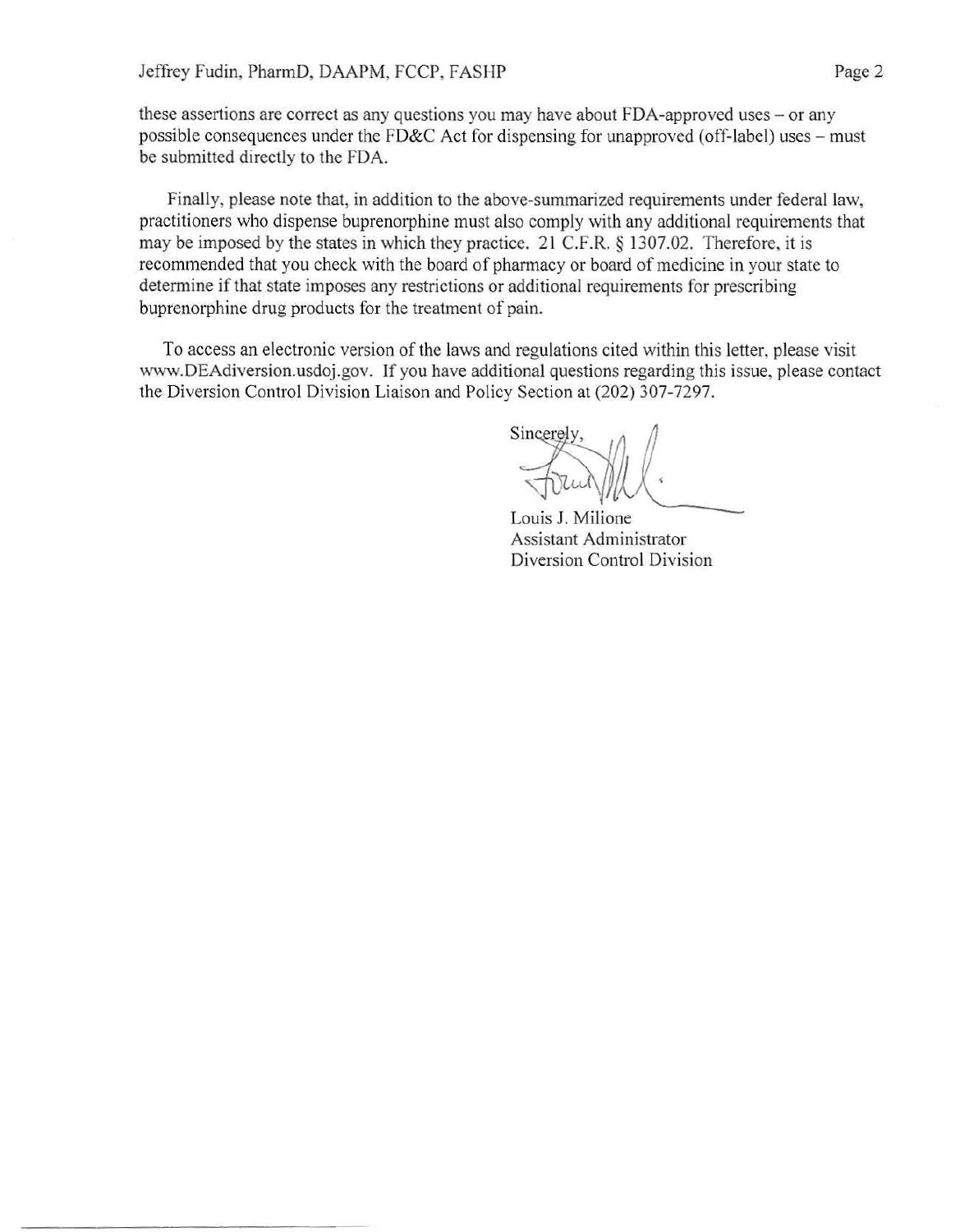these assertions are correct as any questions you may have about FDA-approved uses – or any possible consequences under the FD&C Act for dispensing for unapproved (off-label) uses – must be submitted directly to the FDA.

Finally, please note that, in addition to the above-summarized requirements under federal law, practitioners who dispense buprenorphine must also comply with any additional requirements that may be imposed by the states in which they practice. 21 C.F.R. § 1307.02. Therefore, it is recommended that you check with the board of pharmacy or board of medicine in your state to determine if that state imposes any restrictions or additional requirements for prescribing buprenorphine drug products for the treatment of pain.

To access an electronic version of the laws and regulations cited within this letter, please visit www.DEAdiversion.usdoj.gov. If you have additional questions regarding this issue, please contact the Diversion Control Division Liaison and Policy Section at (202) 307-7297.

Sincerely,

Louis J. Milione
Assistant Administrator
Diversion Control Division